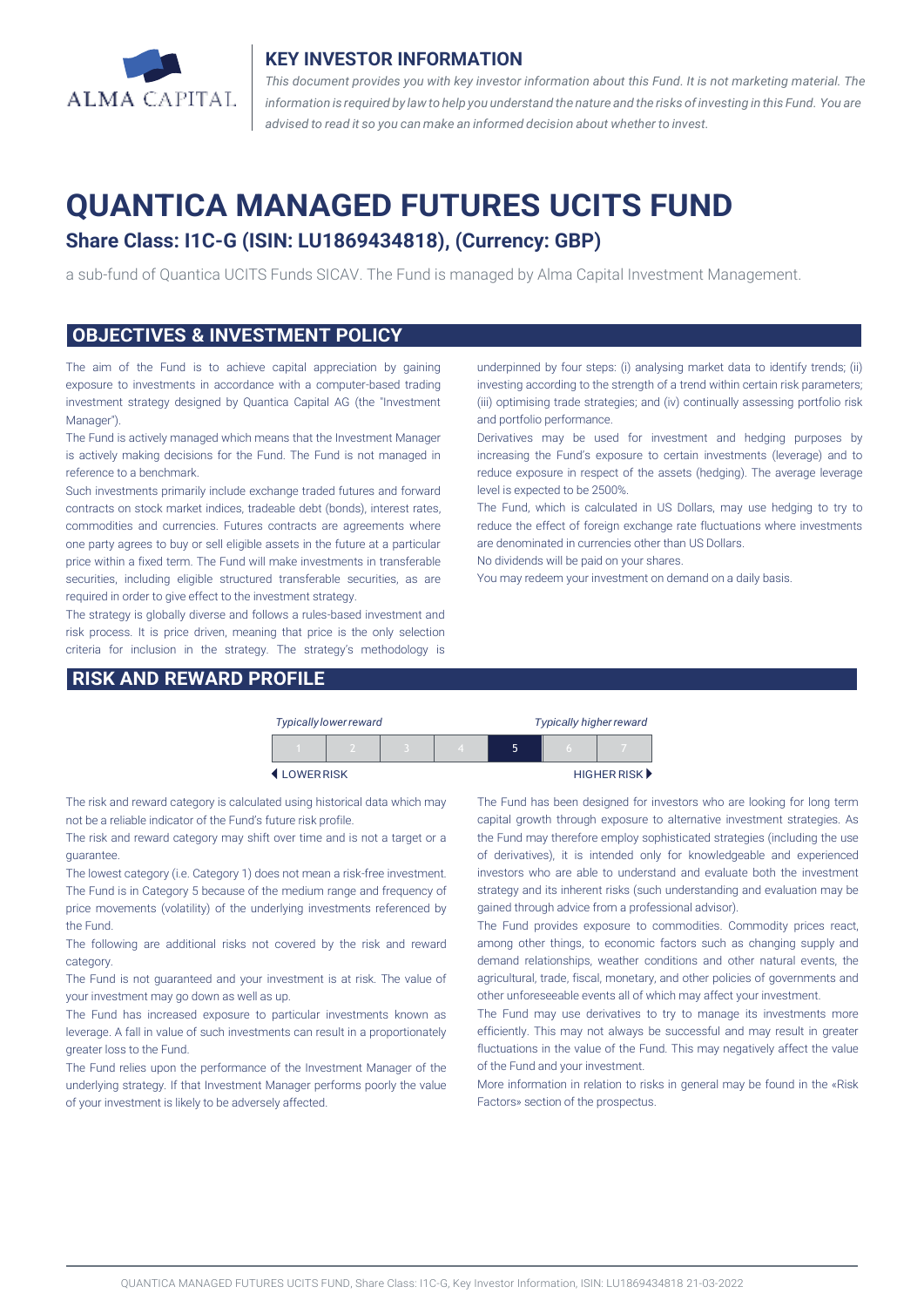## KEY INVESTOR INFORMATION

*This document provides you with key investor information about this Fund. It is not marketing material. The information is required by law to help you understand the nature and the risks of investing in this Fund. You are advised to read it so you can make an informed decision about whether to invest.*

# QUANTICA MANAGED FUTURES UCITS FUND

### Share Class: I1C-G (ISIN: LU1869434818), (Currency: GBP)

a sub-fund of Quantica UCITS Funds SICAV. The Fund is managed by Alma Capital Investment Management.

## OBJECTIVES & INVESTMENT POLICY

The aim of the Fund is to achieve capital appreciation by gaining exposure to investments in accordance with a computer-based trading investment strategy designed by Quantica Capital AG (the "Investment Manager").

The Fund is actively managed which means that the Investment Manager is actively making decisions for the Fund. The Fund is not managed in reference to a benchmark.

Such investments primarily include exchange traded futures and forward contracts on stock market indices, tradeable debt (bonds), interest rates, commodities and currencies. Futures contracts are agreements where one party agrees to buy or sell eligible assets in the future at a particular price within a fixed term. The Fund will make investments in transferable securities, including eligible structured transferable securities, as are required in order to give effect to the investment strategy.

The strategy is globally diverse and follows a rules-based investment and risk process. It is price driven, meaning that price is the only selection criteria for inclusion in the strategy. The strategy's methodology is underpinned by four steps: (i) analysing market data to identify trends; (ii) investing according to the strength of a trend within certain risk parameters; (iii) optimising trade strategies; and (iv) continually assessing portfolio risk and portfolio performance.

Derivatives may be used for investment and hedging purposes by increasing the Fund's exposure to certain investments (leverage) and to reduce exposure in respect of the assets (hedging). The average leverage level is expected to be 2500%.

The Fund, which is calculated in US Dollars, may use hedging to try to reduce the effect of foreign exchange rate fluctuations where investments are denominated in currencies other than US Dollars.

No dividends will be paid on your shares.

You may redeem your investment on demand on a daily basis.

## RISK AND REWARD PROFILE

| *Typically lower reward* | | | | | | *Typically higher reward* |
|---|---|---|---|---|---|---|
| 1 | 2 | 3 | 4 | **5** | 6 | 7 |
| ◀ LOWER RISK | | | | | | HIGHER RISK ▶ |

The risk and reward category is calculated using historical data which may not be a reliable indicator of the Fund's future risk profile.

The risk and reward category may shift over time and is not a target or a guarantee.

The lowest category (i.e. Category 1) does not mean a risk-free investment. The Fund is in Category 5 because of the medium range and frequency of price movements (volatility) of the underlying investments referenced by the Fund.

The following are additional risks not covered by the risk and reward category.

The Fund is not guaranteed and your investment is at risk. The value of your investment may go down as well as up.

The Fund has increased exposure to particular investments known as leverage. A fall in value of such investments can result in a proportionately greater loss to the Fund.

The Fund relies upon the performance of the Investment Manager of the underlying strategy. If that Investment Manager performs poorly the value of your investment is likely to be adversely affected.

The Fund has been designed for investors who are looking for long term capital growth through exposure to alternative investment strategies. As the Fund may therefore employ sophisticated strategies (including the use of derivatives), it is intended only for knowledgeable and experienced investors who are able to understand and evaluate both the investment strategy and its inherent risks (such understanding and evaluation may be gained through advice from a professional advisor).

The Fund provides exposure to commodities. Commodity prices react, among other things, to economic factors such as changing supply and demand relationships, weather conditions and other natural events, the agricultural, trade, fiscal, monetary, and other policies of governments and other unforeseeable events all of which may affect your investment.

The Fund may use derivatives to try to manage its investments more efficiently. This may not always be successful and may result in greater fluctuations in the value of the Fund. This may negatively affect the value of the Fund and your investment.

More information in relation to risks in general may be found in the «Risk Factors» section of the prospectus.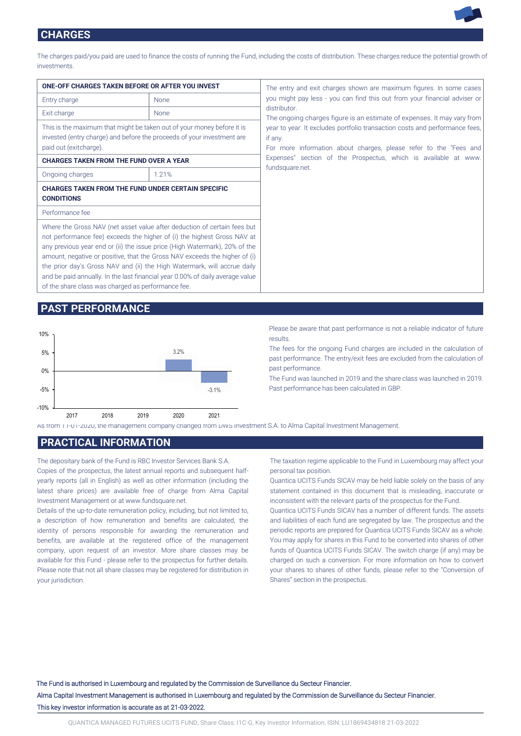## CHARGES

The charges paid/you paid are used to finance the costs of running the Fund, including the costs of distribution. These charges reduce the potential growth of investments.

| ONE-OFF CHARGES TAKEN BEFORE OR AFTER YOU INVEST | |
|---|---|
| Entry charge | None |
| Exit charge | None |
| This is the maximum that might be taken out of your money before it is invested (entry charge) and before the proceeds of your investment are paid out (exitcharge). | |
| **CHARGES TAKEN FROM THE FUND OVER A YEAR** | |
| Ongoing charges | 1.21% |
| **CHARGES TAKEN FROM THE FUND UNDER CERTAIN SPECIFIC CONDITIONS** | |
| Performance fee | |
| Where the Gross NAV (net asset value after deduction of certain fees but not performance fee) exceeds the higher of (i) the highest Gross NAV at any previous year end or (ii) the issue price (High Watermark), 20% of the amount, negative or positive, that the Gross NAV exceeds the higher of (i) the prior day's Gross NAV and (ii) the High Watermark, will accrue daily and be paid annually. In the last financial year 0.00% of daily average value of the share class was charged as performance fee. | |

The entry and exit charges shown are maximum figures. In some cases you might pay less - you can find this out from your financial adviser or distributor.

The ongoing charges figure is an estimate of expenses. It may vary from year to year. It excludes portfolio transaction costs and performance fees, if any.

For more information about charges, please refer to the "Fees and Expenses" section of the Prospectus, which is available at www.fundsquare.net.

## PAST PERFORMANCE

10%
5%
0%
-5%
-10%
2017
2018
2019
2020
2021
3.2%
-3.1%

As from 11-01-2020, the management company changed from DWS Investment S.A. to Alma Capital Investment Management.

Please be aware that past performance is not a reliable indicator of future results.

The fees for the ongoing Fund charges are included in the calculation of past performance. The entry/exit fees are excluded from the calculation of past performance.

The Fund was launched in 2019 and the share class was launched in 2019. Past performance has been calculated in GBP.

## PRACTICAL INFORMATION

The depositary bank of the Fund is RBC Investor Services Bank S.A.

Copies of the prospectus, the latest annual reports and subsequent half-yearly reports (all in English) as well as other information (including the latest share prices) are available free of charge from Alma Capital Investment Management or at www.fundsquare.net.

Details of the up-to-date remuneration policy, including, but not limited to, a description of how remuneration and benefits are calculated, the identity of persons responsible for awarding the remuneration and benefits, are available at the registered office of the management company, upon request of an investor. More share classes may be available for this Fund - please refer to the prospectus for further details. Please note that not all share classes may be registered for distribution in your jurisdiction.

The taxation regime applicable to the Fund in Luxembourg may affect your personal tax position.

Quantica UCITS Funds SICAV may be held liable solely on the basis of any statement contained in this document that is misleading, inaccurate or inconsistent with the relevant parts of the prospectus for the Fund.

Quantica UCITS Funds SICAV has a number of different funds. The assets and liabilities of each fund are segregated by law. The prospectus and the periodic reports are prepared for Quantica UCITS Funds SICAV as a whole. You may apply for shares in this Fund to be converted into shares of other funds of Quantica UCITS Funds SICAV. The switch charge (if any) may be charged on such a conversion. For more information on how to convert your shares to shares of other funds, please refer to the "Conversion of Shares" section in the prospectus.

The Fund is authorised in Luxembourg and regulated by the Commission de Surveillance du Secteur Financier.

Alma Capital Investment Management is authorised in Luxembourg and regulated by the Commission de Surveillance du Secteur Financier.

This key investor information is accurate as at 21-03-2022.